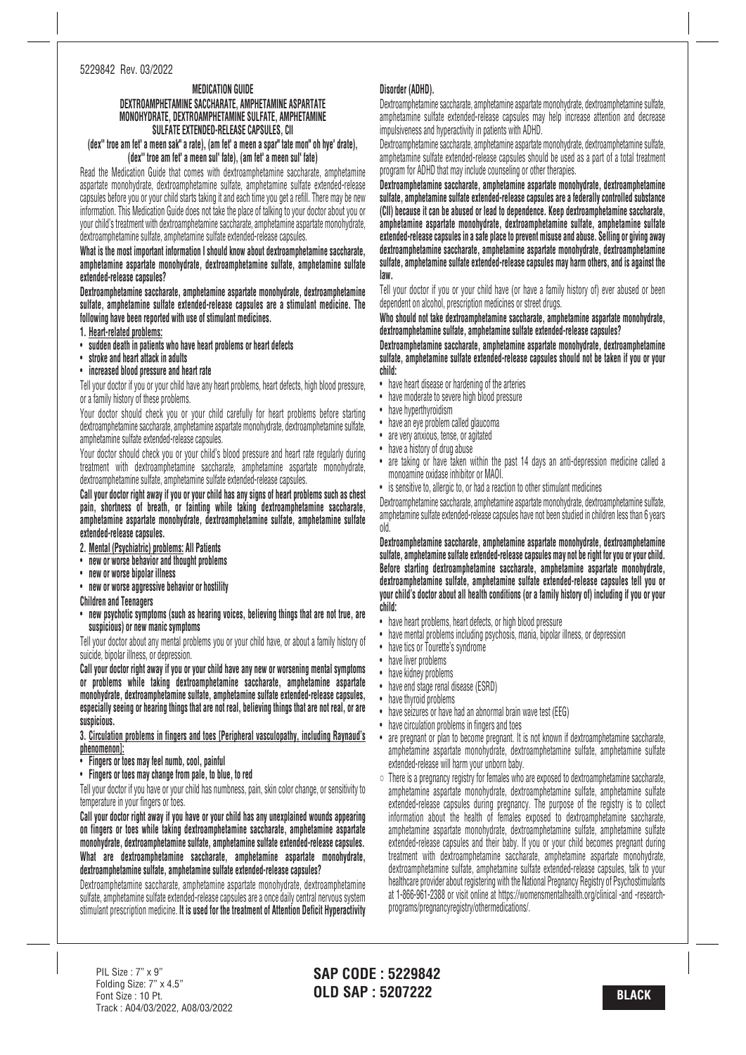5229842 Rev. 03/2022

# MEDICATION GUIDE

## DEXTROAMPHETAMINE SACCHARATE, AMPHETAMINE ASPARTATE MONOHYDRATE, DEXTROAMPHETAMINE SULFATE, AMPHETAMINE SULFATE EXTENDED-RELEASE CAPSULES, CII

**(dex'' troe am fet' a meen sak'' a rate), (am fet' a meen a spar'' tate mon'' oh hye' drate), (dex'' troe am fet' a meen sul' fate), (am fet' a meen sul' fate)**

Read the Medication Guide that comes with dextroamphetamine saccharate, amphetamine aspartate monohydrate, dextroamphetamine sulfate, amphetamine sulfate extended-release capsules before you or your child starts taking it and each time you get a refill. There may be new information. This Medication Guide does not take the place of talking to your doctor about you or your child's treatment with dextroamphetamine saccharate, amphetamine aspartate monohydrate, dextroamphetamine sulfate, amphetamine sulfate extended-release capsules.

**What is the most important information I should know about dextroamphetamine saccharate, amphetamine aspartate monohydrate, dextroamphetamine sulfate, amphetamine sulfate extended-release capsules?**

**Dextroamphetamine saccharate, amphetamine aspartate monohydrate, dextroamphetamine sulfate, amphetamine sulfate extended-release capsules are a stimulant medicine. The following have been reported with use of stimulant medicines.**

**1. Heart-related problems:**

- **sudden death in patients who have heart problems or heart defects**
- **stroke and heart attack in adults**
- **increased blood pressure and heart rate**

Tell your doctor if you or your child have any heart problems, heart defects, high blood pressure, or a family history of these problems.

Your doctor should check you or your child carefully for heart problems before starting dextroamphetamine saccharate, amphetamine aspartate monohydrate, dextroamphetamine sulfate, amphetamine sulfate extended-release capsules.

Your doctor should check you or your child's blood pressure and heart rate regularly during treatment with dextroamphetamine saccharate, amphetamine aspartate monohydrate, dextroamphetamine sulfate, amphetamine sulfate extended-release capsules.

**Call your doctor right away if you or your child has any signs of heart problems such as chest pain, shortness of breath, or fainting while taking dextroamphetamine saccharate, amphetamine aspartate monohydrate, dextroamphetamine sulfate, amphetamine sulfate extended-release capsules.**

**2. Mental (Psychiatric) problems: All Patients**

- **new or worse behavior and thought problems**
- **new or worse bipolar illness**
- **new or worse aggressive behavior or hostility**

**Children and Teenagers**

- **new psychotic symptoms (such as hearing voices, believing things that are not true, are suspicious) or new manic symptoms**

Tell your doctor about any mental problems you or your child have, or about a family history of suicide, bipolar illness, or depression.

**Call your doctor right away if you or your child have any new or worsening mental symptoms or problems while taking dextroamphetamine saccharate, amphetamine aspartate monohydrate, dextroamphetamine sulfate, amphetamine sulfate extended-release capsules, especially seeing or hearing things that are not real, believing things that are not real, or are suspicious.**

**3. Circulation problems in fingers and toes [Peripheral vasculopathy, including Raynaud's phenomenon]:**

- **Fingers or toes may feel numb, cool, painful**
- **Fingers or toes may change from pale, to blue, to red**

Tell your doctor if you have or your child has numbness, pain, skin color change, or sensitivity to temperature in your fingers or toes.

**Call your doctor right away if you have or your child has any unexplained wounds appearing on fingers or toes while taking dextroamphetamine saccharate, amphetamine aspartate monohydrate, dextroamphetamine sulfate, amphetamine sulfate extended-release capsules.**

**What are dextroamphetamine saccharate, amphetamine aspartate monohydrate, dextroamphetamine sulfate, amphetamine sulfate extended-release capsules?**

Dextroamphetamine saccharate, amphetamine aspartate monohydrate, dextroamphetamine sulfate, amphetamine sulfate extended-release capsules are a once daily central nervous system stimulant prescription medicine. **It is used for the treatment of Attention Deficit Hyperactivity Disorder (ADHD).**

Dextroamphetamine saccharate, amphetamine aspartate monohydrate, dextroamphetamine sulfate, amphetamine sulfate extended-release capsules may help increase attention and decrease impulsiveness and hyperactivity in patients with ADHD.

Dextroamphetamine saccharate, amphetamine aspartate monohydrate, dextroamphetamine sulfate, amphetamine sulfate extended-release capsules should be used as a part of a total treatment program for ADHD that may include counseling or other therapies.

**Dextroamphetamine saccharate, amphetamine aspartate monohydrate, dextroamphetamine sulfate, amphetamine sulfate extended-release capsules are a federally controlled substance (CII) because it can be abused or lead to dependence. Keep dextroamphetamine saccharate, amphetamine aspartate monohydrate, dextroamphetamine sulfate, amphetamine sulfate extended-release capsules in a safe place to prevent misuse and abuse. Selling or giving away dextroamphetamine saccharate, amphetamine aspartate monohydrate, dextroamphetamine sulfate, amphetamine sulfate extended-release capsules may harm others, and is against the law.**

Tell your doctor if you or your child have (or have a family history of) ever abused or been dependent on alcohol, prescription medicines or street drugs.

**Who should not take dextroamphetamine saccharate, amphetamine aspartate monohydrate, dextroamphetamine sulfate, amphetamine sulfate extended-release capsules?**

**Dextroamphetamine saccharate, amphetamine aspartate monohydrate, dextroamphetamine sulfate, amphetamine sulfate extended-release capsules should not be taken if you or your child:**

- have heart disease or hardening of the arteries
- have moderate to severe high blood pressure
- have hyperthyroidism
- have an eye problem called glaucoma
- are very anxious, tense, or agitated
- have a history of drug abuse
- are taking or have taken within the past 14 days an anti-depression medicine called a monoamine oxidase inhibitor or MAOI.
- is sensitive to, allergic to, or had a reaction to other stimulant medicines

Dextroamphetamine saccharate, amphetamine aspartate monohydrate, dextroamphetamine sulfate, amphetamine sulfate extended-release capsules have not been studied in children less than 6 years old.

**Dextroamphetamine saccharate, amphetamine aspartate monohydrate, dextroamphetamine sulfate, amphetamine sulfate extended-release capsules may not be right for you or your child. Before starting dextroamphetamine saccharate, amphetamine aspartate monohydrate, dextroamphetamine sulfate, amphetamine sulfate extended-release capsules tell you or your child's doctor about all health conditions (or a family history of) including if you or your child:**

- have heart problems, heart defects, or high blood pressure
- have mental problems including psychosis, mania, bipolar illness, or depression
- have tics or Tourette's syndrome
- have liver problems
- have kidney problems
- have end stage renal disease (ESRD)
- have thyroid problems
- have seizures or have had an abnormal brain wave test (EEG)
- have circulation problems in fingers and toes
- are pregnant or plan to become pregnant. It is not known if dextroamphetamine saccharate, amphetamine aspartate monohydrate, dextroamphetamine sulfate, amphetamine sulfate extended-release will harm your unborn baby.
    - There is a pregnancy registry for females who are exposed to dextroamphetamine saccharate, amphetamine aspartate monohydrate, dextroamphetamine sulfate, amphetamine sulfate extended-release capsules during pregnancy. The purpose of the registry is to collect information about the health of females exposed to dextroamphetamine saccharate, amphetamine aspartate monohydrate, dextroamphetamine sulfate, amphetamine sulfate extended-release capsules and their baby. If you or your child becomes pregnant during treatment with dextroamphetamine saccharate, amphetamine aspartate monohydrate, dextroamphetamine sulfate, amphetamine sulfate extended-release capsules, talk to your healthcare provider about registering with the National Pregnancy Registry of Psychostimulants at 1-866-961-2388 or visit online at https://womensmentalhealth.org/clinical -and -research-programs/pregnancyregistry/othermedications/.

PIL Size : 7" x 9"
Folding Size: 7" x 4.5"
Font Size : 10 Pt.
Track : A04/03/2022, A08/03/2022

**SAP CODE : 5229842**
**OLD SAP : 5207222**

**BLACK**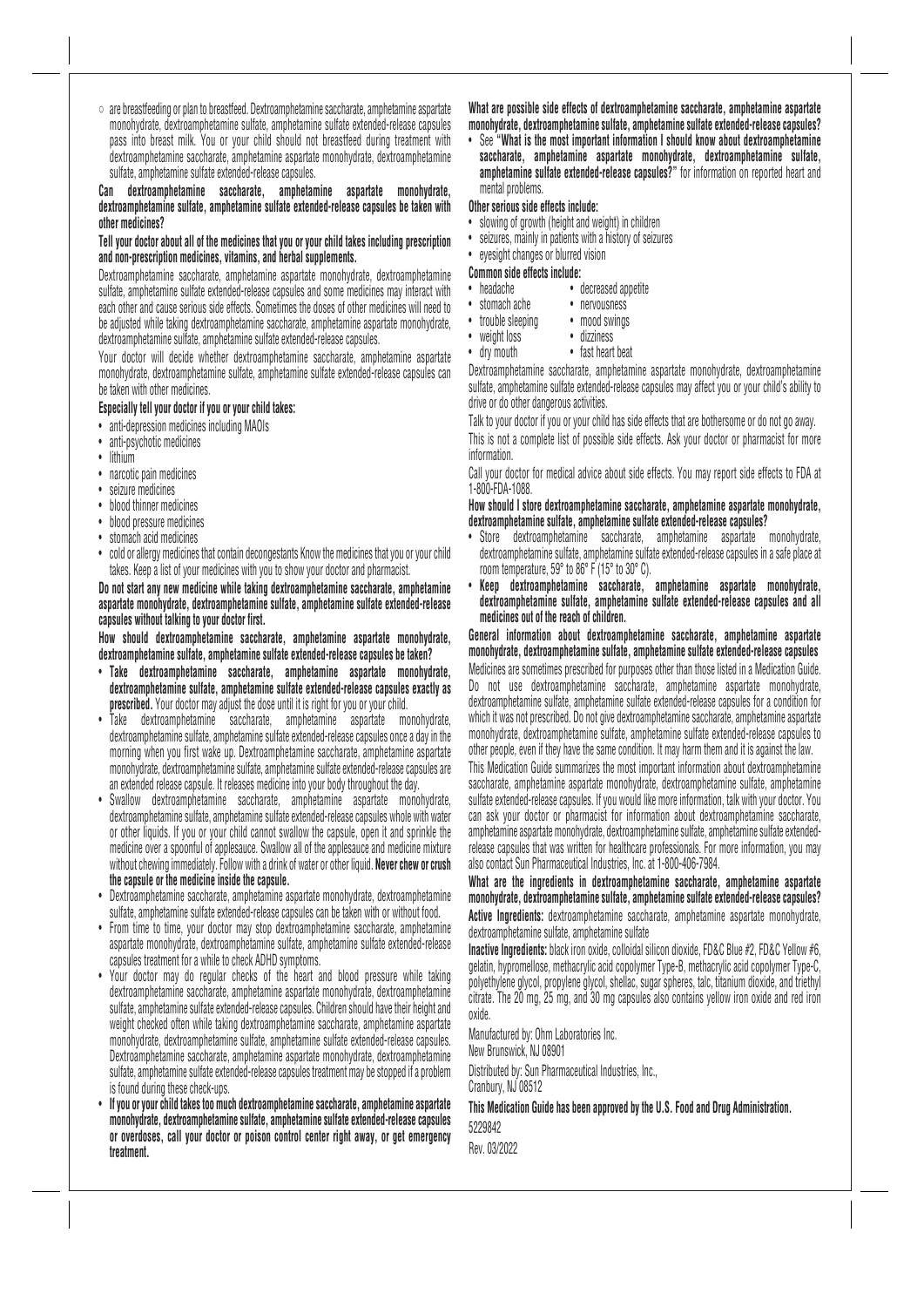○ are breastfeeding or plan to breastfeed. Dextroamphetamine saccharate, amphetamine aspartate monohydrate, dextroamphetamine sulfate, amphetamine sulfate extended-release capsules pass into breast milk. You or your child should not breastfeed during treatment with dextroamphetamine saccharate, amphetamine aspartate monohydrate, dextroamphetamine sulfate, amphetamine sulfate extended-release capsules.

**Can dextroamphetamine saccharate, amphetamine aspartate monohydrate, dextroamphetamine sulfate, amphetamine sulfate extended-release capsules be taken with other medicines?**

**Tell your doctor about all of the medicines that you or your child takes including prescription and non-prescription medicines, vitamins, and herbal supplements.**

Dextroamphetamine saccharate, amphetamine aspartate monohydrate, dextroamphetamine sulfate, amphetamine sulfate extended-release capsules and some medicines may interact with each other and cause serious side effects. Sometimes the doses of other medicines will need to be adjusted while taking dextroamphetamine saccharate, amphetamine aspartate monohydrate, dextroamphetamine sulfate, amphetamine sulfate extended-release capsules.

Your doctor will decide whether dextroamphetamine saccharate, amphetamine aspartate monohydrate, dextroamphetamine sulfate, amphetamine sulfate extended-release capsules can be taken with other medicines.

**Especially tell your doctor if you or your child takes:**

- anti-depression medicines including MAOIs
- anti-psychotic medicines
- lithium
- narcotic pain medicines
- seizure medicines
- blood thinner medicines
- blood pressure medicines
- stomach acid medicines
- cold or allergy medicines that contain decongestants Know the medicines that you or your child takes. Keep a list of your medicines with you to show your doctor and pharmacist.

**Do not start any new medicine while taking dextroamphetamine saccharate, amphetamine aspartate monohydrate, dextroamphetamine sulfate, amphetamine sulfate extended-release capsules without talking to your doctor first.**

**How should dextroamphetamine saccharate, amphetamine aspartate monohydrate, dextroamphetamine sulfate, amphetamine sulfate extended-release capsules be taken?**

- **Take dextroamphetamine saccharate, amphetamine aspartate monohydrate, dextroamphetamine sulfate, amphetamine sulfate extended-release capsules exactly as prescribed.** Your doctor may adjust the dose until it is right for you or your child.
- Take dextroamphetamine saccharate, amphetamine aspartate monohydrate, dextroamphetamine sulfate, amphetamine sulfate extended-release capsules once a day in the morning when you first wake up. Dextroamphetamine saccharate, amphetamine aspartate monohydrate, dextroamphetamine sulfate, amphetamine sulfate extended-release capsules are an extended release capsule. It releases medicine into your body throughout the day.
- Swallow dextroamphetamine saccharate, amphetamine aspartate monohydrate, dextroamphetamine sulfate, amphetamine sulfate extended-release capsules whole with water or other liquids. If you or your child cannot swallow the capsule, open it and sprinkle the medicine over a spoonful of applesauce. Swallow all of the applesauce and medicine mixture without chewing immediately. Follow with a drink of water or other liquid. **Never chew or crush the capsule or the medicine inside the capsule.**
- Dextroamphetamine saccharate, amphetamine aspartate monohydrate, dextroamphetamine sulfate, amphetamine sulfate extended-release capsules can be taken with or without food.
- From time to time, your doctor may stop dextroamphetamine saccharate, amphetamine aspartate monohydrate, dextroamphetamine sulfate, amphetamine sulfate extended-release capsules treatment for a while to check ADHD symptoms.
- Your doctor may do regular checks of the heart and blood pressure while taking dextroamphetamine saccharate, amphetamine aspartate monohydrate, dextroamphetamine sulfate, amphetamine sulfate extended-release capsules. Children should have their height and weight checked often while taking dextroamphetamine saccharate, amphetamine aspartate monohydrate, dextroamphetamine sulfate, amphetamine sulfate extended-release capsules. Dextroamphetamine saccharate, amphetamine aspartate monohydrate, dextroamphetamine sulfate, amphetamine sulfate extended-release capsules treatment may be stopped if a problem is found during these check-ups.
- **If you or your child takes too much dextroamphetamine saccharate, amphetamine aspartate monohydrate, dextroamphetamine sulfate, amphetamine sulfate extended-release capsules or overdoses, call your doctor or poison control center right away, or get emergency treatment.**

**What are possible side effects of dextroamphetamine saccharate, amphetamine aspartate monohydrate, dextroamphetamine sulfate, amphetamine sulfate extended-release capsules?**

- See "**What is the most important information I should know about dextroamphetamine saccharate, amphetamine aspartate monohydrate, dextroamphetamine sulfate, amphetamine sulfate extended-release capsules?**" for information on reported heart and mental problems.

**Other serious side effects include:**

- slowing of growth (height and weight) in children
- seizures, mainly in patients with a history of seizures
- eyesight changes or blurred vision

**Common side effects include:**

- headache
- stomach ache
- trouble sleeping
- weight loss
- dry mouth
- decreased appetite
- nervousness
- mood swings
- dizziness
- fast heart beat

Dextroamphetamine saccharate, amphetamine aspartate monohydrate, dextroamphetamine sulfate, amphetamine sulfate extended-release capsules may affect you or your child's ability to drive or do other dangerous activities.

Talk to your doctor if you or your child has side effects that are bothersome or do not go away.

This is not a complete list of possible side effects. Ask your doctor or pharmacist for more information.

Call your doctor for medical advice about side effects. You may report side effects to FDA at 1-800-FDA-1088.

**How should I store dextroamphetamine saccharate, amphetamine aspartate monohydrate, dextroamphetamine sulfate, amphetamine sulfate extended-release capsules?**

- Store dextroamphetamine saccharate, amphetamine aspartate monohydrate, dextroamphetamine sulfate, amphetamine sulfate extended-release capsules in a safe place at room temperature, 59° to 86° F (15° to 30° C).
- **Keep dextroamphetamine saccharate, amphetamine aspartate monohydrate, dextroamphetamine sulfate, amphetamine sulfate extended-release capsules and all medicines out of the reach of children.**

**General information about dextroamphetamine saccharate, amphetamine aspartate monohydrate, dextroamphetamine sulfate, amphetamine sulfate extended-release capsules**

Medicines are sometimes prescribed for purposes other than those listed in a Medication Guide. Do not use dextroamphetamine saccharate, amphetamine aspartate monohydrate, dextroamphetamine sulfate, amphetamine sulfate extended-release capsules for a condition for which it was not prescribed. Do not give dextroamphetamine saccharate, amphetamine aspartate monohydrate, dextroamphetamine sulfate, amphetamine sulfate extended-release capsules to other people, even if they have the same condition. It may harm them and it is against the law.

This Medication Guide summarizes the most important information about dextroamphetamine saccharate, amphetamine aspartate monohydrate, dextroamphetamine sulfate, amphetamine sulfate extended-release capsules. If you would like more information, talk with your doctor. You can ask your doctor or pharmacist for information about dextroamphetamine saccharate, amphetamine aspartate monohydrate, dextroamphetamine sulfate, amphetamine sulfate extended-release capsules that was written for healthcare professionals. For more information, you may also contact Sun Pharmaceutical Industries, Inc. at 1-800-406-7984.

**What are the ingredients in dextroamphetamine saccharate, amphetamine aspartate monohydrate, dextroamphetamine sulfate, amphetamine sulfate extended-release capsules?**

**Active Ingredients:** dextroamphetamine saccharate, amphetamine aspartate monohydrate, dextroamphetamine sulfate, amphetamine sulfate

**Inactive Ingredients:** black iron oxide, colloidal silicon dioxide, FD&C Blue #2, FD&C Yellow #6, gelatin, hypromellose, methacrylic acid copolymer Type-B, methacrylic acid copolymer Type-C, polyethylene glycol, propylene glycol, shellac, sugar spheres, talc, titanium dioxide, and triethyl citrate. The 20 mg, 25 mg, and 30 mg capsules also contains yellow iron oxide and red iron oxide.

Manufactured by: Ohm Laboratories Inc.
New Brunswick, NJ 08901

Distributed by: Sun Pharmaceutical Industries, Inc.,
Cranbury, NJ 08512

**This Medication Guide has been approved by the U.S. Food and Drug Administration.**

5229842

Rev. 03/2022